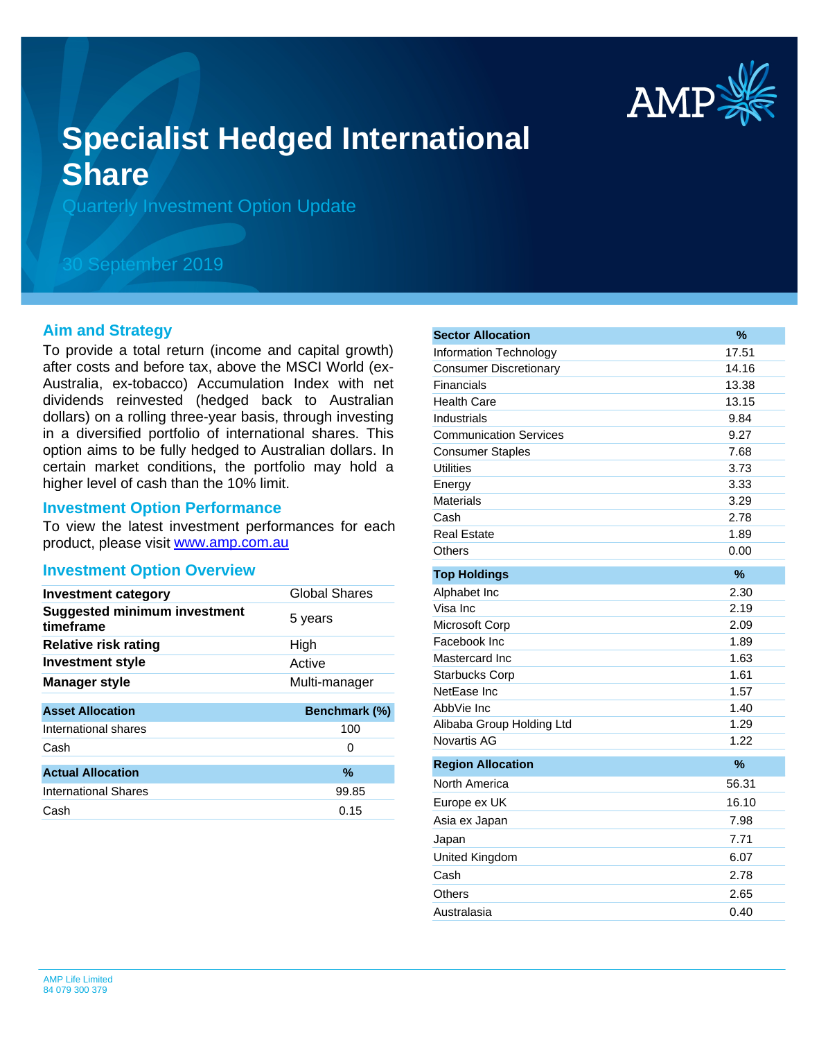# Specialist Hedged International Share

Quarterly Investment Option Update

30 September 2019

## Aim and Strategy

To provide a total return (income and capital growth) after costs and before tax, above the MSCI World (ex-Australia, ex-tobacco) Accumulation Index with net dividends reinvested (hedged back to Australian dollars) on a rolling three-year basis, through investing in a diversified portfolio of international shares. This option aims to be fully hedged to Australian dollars. In certain market conditions, the portfolio may hold a higher level of cash than the 10% limit.

## Investment Option Performance

To view the latest investment performances for each product, please visit [www.amp.com.au](http://www.amp.com.au)

## Investment Option Overview

| | |
|---|---|
| **Investment category** | Global Shares |
| **Suggested minimum investment timeframe** | 5 years |
| **Relative risk rating** | High |
| **Investment style** | Active |
| **Manager style** | Multi-manager |

| Asset Allocation | Benchmark (%) |
|---|---|
| International shares | 100 |
| Cash | 0 |

| Actual Allocation | % |
|---|---|
| International Shares | 99.85 |
| Cash | 0.15 |

| Sector Allocation | % |
|---|---|
| Information Technology | 17.51 |
| Consumer Discretionary | 14.16 |
| Financials | 13.38 |
| Health Care | 13.15 |
| Industrials | 9.84 |
| Communication Services | 9.27 |
| Consumer Staples | 7.68 |
| Utilities | 3.73 |
| Energy | 3.33 |
| Materials | 3.29 |
| Cash | 2.78 |
| Real Estate | 1.89 |
| Others | 0.00 |

| Top Holdings | % |
|---|---|
| Alphabet Inc | 2.30 |
| Visa Inc | 2.19 |
| Microsoft Corp | 2.09 |
| Facebook Inc | 1.89 |
| Mastercard Inc | 1.63 |
| Starbucks Corp | 1.61 |
| NetEase Inc | 1.57 |
| AbbVie Inc | 1.40 |
| Alibaba Group Holding Ltd | 1.29 |
| Novartis AG | 1.22 |

| Region Allocation | % |
|---|---|
| North America | 56.31 |
| Europe ex UK | 16.10 |
| Asia ex Japan | 7.98 |
| Japan | 7.71 |
| United Kingdom | 6.07 |
| Cash | 2.78 |
| Others | 2.65 |
| Australasia | 0.40 |

AMP Life Limited
84 079 300 379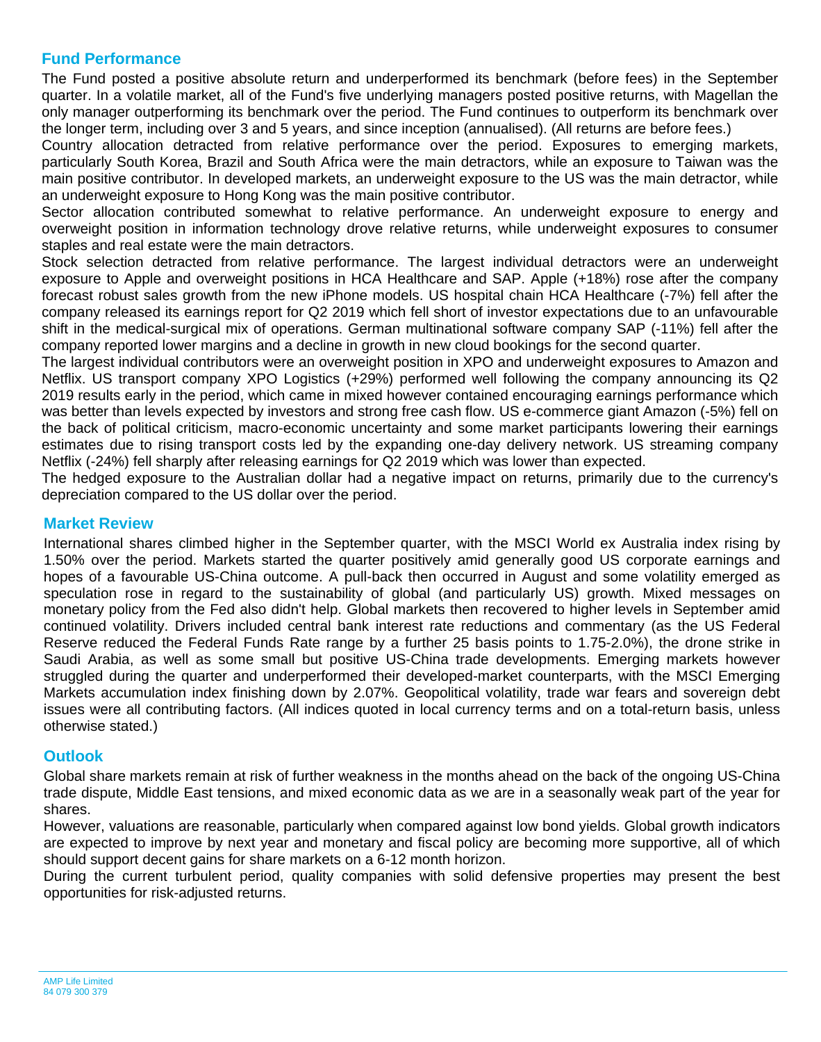## Fund Performance

The Fund posted a positive absolute return and underperformed its benchmark (before fees) in the September quarter. In a volatile market, all of the Fund's five underlying managers posted positive returns, with Magellan the only manager outperforming its benchmark over the period. The Fund continues to outperform its benchmark over the longer term, including over 3 and 5 years, and since inception (annualised). (All returns are before fees.)

Country allocation detracted from relative performance over the period. Exposures to emerging markets, particularly South Korea, Brazil and South Africa were the main detractors, while an exposure to Taiwan was the main positive contributor. In developed markets, an underweight exposure to the US was the main detractor, while an underweight exposure to Hong Kong was the main positive contributor.

Sector allocation contributed somewhat to relative performance. An underweight exposure to energy and overweight position in information technology drove relative returns, while underweight exposures to consumer staples and real estate were the main detractors.

Stock selection detracted from relative performance. The largest individual detractors were an underweight exposure to Apple and overweight positions in HCA Healthcare and SAP. Apple (+18%) rose after the company forecast robust sales growth from the new iPhone models. US hospital chain HCA Healthcare (-7%) fell after the company released its earnings report for Q2 2019 which fell short of investor expectations due to an unfavourable shift in the medical-surgical mix of operations. German multinational software company SAP (-11%) fell after the company reported lower margins and a decline in growth in new cloud bookings for the second quarter.

The largest individual contributors were an overweight position in XPO and underweight exposures to Amazon and Netflix. US transport company XPO Logistics (+29%) performed well following the company announcing its Q2 2019 results early in the period, which came in mixed however contained encouraging earnings performance which was better than levels expected by investors and strong free cash flow. US e-commerce giant Amazon (-5%) fell on the back of political criticism, macro-economic uncertainty and some market participants lowering their earnings estimates due to rising transport costs led by the expanding one-day delivery network. US streaming company Netflix (-24%) fell sharply after releasing earnings for Q2 2019 which was lower than expected.

The hedged exposure to the Australian dollar had a negative impact on returns, primarily due to the currency's depreciation compared to the US dollar over the period.

## Market Review

International shares climbed higher in the September quarter, with the MSCI World ex Australia index rising by 1.50% over the period. Markets started the quarter positively amid generally good US corporate earnings and hopes of a favourable US-China outcome. A pull-back then occurred in August and some volatility emerged as speculation rose in regard to the sustainability of global (and particularly US) growth. Mixed messages on monetary policy from the Fed also didn't help. Global markets then recovered to higher levels in September amid continued volatility. Drivers included central bank interest rate reductions and commentary (as the US Federal Reserve reduced the Federal Funds Rate range by a further 25 basis points to 1.75-2.0%), the drone strike in Saudi Arabia, as well as some small but positive US-China trade developments. Emerging markets however struggled during the quarter and underperformed their developed-market counterparts, with the MSCI Emerging Markets accumulation index finishing down by 2.07%. Geopolitical volatility, trade war fears and sovereign debt issues were all contributing factors. (All indices quoted in local currency terms and on a total-return basis, unless otherwise stated.)

## Outlook

Global share markets remain at risk of further weakness in the months ahead on the back of the ongoing US-China trade dispute, Middle East tensions, and mixed economic data as we are in a seasonally weak part of the year for shares.

However, valuations are reasonable, particularly when compared against low bond yields. Global growth indicators are expected to improve by next year and monetary and fiscal policy are becoming more supportive, all of which should support decent gains for share markets on a 6-12 month horizon.

During the current turbulent period, quality companies with solid defensive properties may present the best opportunities for risk-adjusted returns.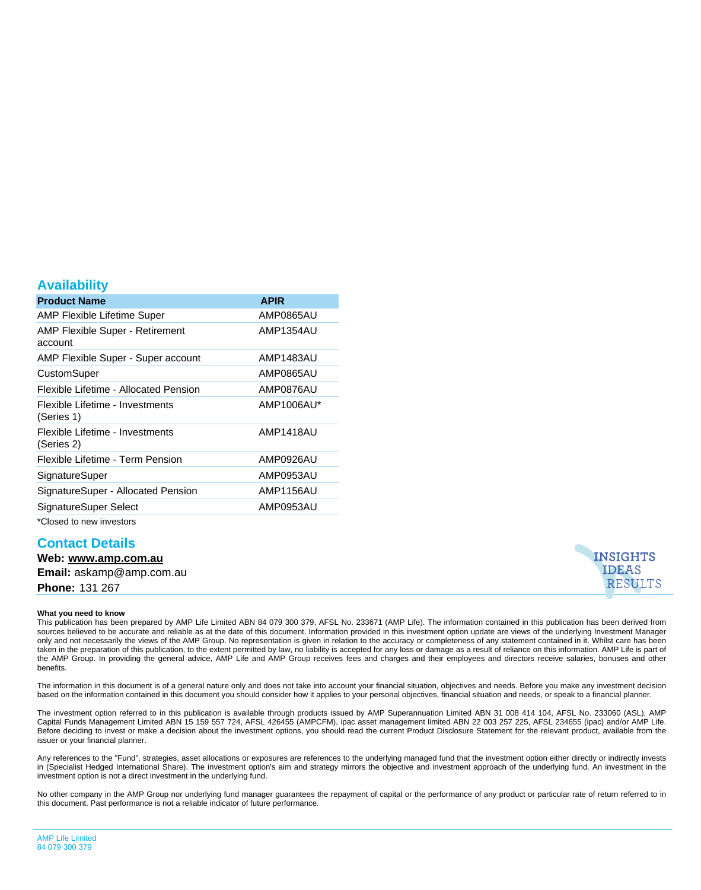## Availability

| Product Name | APIR |
| --- | --- |
| AMP Flexible Lifetime Super | AMP0865AU |
| AMP Flexible Super - Retirement account | AMP1354AU |
| AMP Flexible Super - Super account | AMP1483AU |
| CustomSuper | AMP0865AU |
| Flexible Lifetime - Allocated Pension | AMP0876AU |
| Flexible Lifetime - Investments (Series 1) | AMP1006AU* |
| Flexible Lifetime - Investments (Series 2) | AMP1418AU |
| Flexible Lifetime - Term Pension | AMP0926AU |
| SignatureSuper | AMP0953AU |
| SignatureSuper - Allocated Pension | AMP1156AU |
| SignatureSuper Select | AMP0953AU |

*Closed to new investors

## Contact Details

**Web:** **www.amp.com.au**
**Email:** askamp@amp.com.au
**Phone:** 131 267

INSIGHTS
IDEAS
RESULTS

**What you need to know**

This publication has been prepared by AMP Life Limited ABN 84 079 300 379, AFSL No. 233671 (AMP Life). The information contained in this publication has been derived from sources believed to be accurate and reliable as at the date of this document. Information provided in this investment option update are views of the underlying Investment Manager only and not necessarily the views of the AMP Group. No representation is given in relation to the accuracy or completeness of any statement contained in it. Whilst care has been taken in the preparation of this publication, to the extent permitted by law, no liability is accepted for any loss or damage as a result of reliance on this information. AMP Life is part of the AMP Group. In providing the general advice, AMP Life and AMP Group receives fees and charges and their employees and directors receive salaries, bonuses and other benefits.

The information in this document is of a general nature only and does not take into account your financial situation, objectives and needs. Before you make any investment decision based on the information contained in this document you should consider how it applies to your personal objectives, financial situation and needs, or speak to a financial planner.

The investment option referred to in this publication is available through products issued by AMP Superannuation Limited ABN 31 008 414 104, AFSL No. 233060 (ASL), AMP Capital Funds Management Limited ABN 15 159 557 724, AFSL 426455 (AMPCFM), ipac asset management limited ABN 22 003 257 225, AFSL 234655 (ipac) and/or AMP Life. Before deciding to invest or make a decision about the investment options, you should read the current Product Disclosure Statement for the relevant product, available from the issuer or your financial planner.

Any references to the "Fund", strategies, asset allocations or exposures are references to the underlying managed fund that the investment option either directly or indirectly invests in (Specialist Hedged International Share). The investment option's aim and strategy mirrors the objective and investment approach of the underlying fund. An investment in the investment option is not a direct investment in the underlying fund.

No other company in the AMP Group nor underlying fund manager guarantees the repayment of capital or the performance of any product or particular rate of return referred to in this document. Past performance is not a reliable indicator of future performance.

AMP Life Limited
84 079 300 379